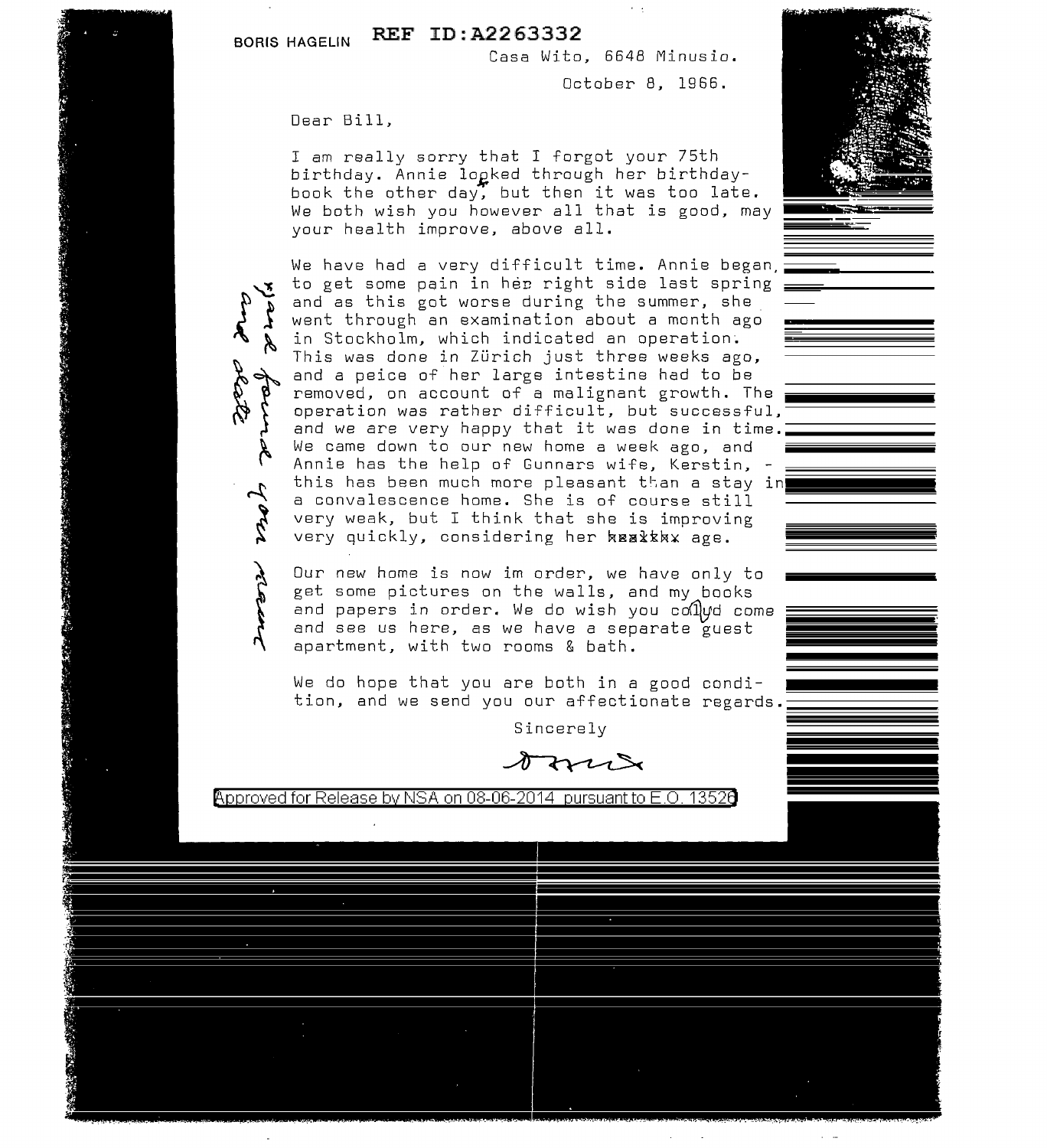BORIS HAGELIN **REF ID:A2263332**

Casa Wito, 6648 Minusio.

October 8, 1966.

Dear Bill,

I am really sorry that I forgot your 75th birthday. Annie looked through her birthday-book the other day, but then it was too late. We both wish you however all that is good, may your health improve, above all.

We have had a very difficult time. Annie began, to get some pain in her right side last spring and as this got worse during the summer, she went through an examination about a month ago in Stockholm, which indicated an operation. This was done in Zürich just three weeks ago, and a peice of her large intestine had to be removed, on account of a malignant growth. The operation was rather difficult, but successful, and we are very happy that it was done in time. We came down to our new home a week ago, and Annie has the help of Gunnars wife, Kerstin, - this has been much more pleasant than a stay in a convalescence home. She is of course still very weak, but I think that she is improving very quickly, considering her ~~health~~ age.

Our new home is now im order, we have only to get some pictures on the walls, and my books and papers in order. We do wish you could come and see us here, as we have a separate guest apartment, with two rooms & bath.

We do hope that you are both in a good condition, and we send you our affectionate regards.

Sincerely

[signature]

*Hard found your name and date* [handwritten in margin]

Approved for Release by NSA on 08-06-2014 pursuant to E.O. 13526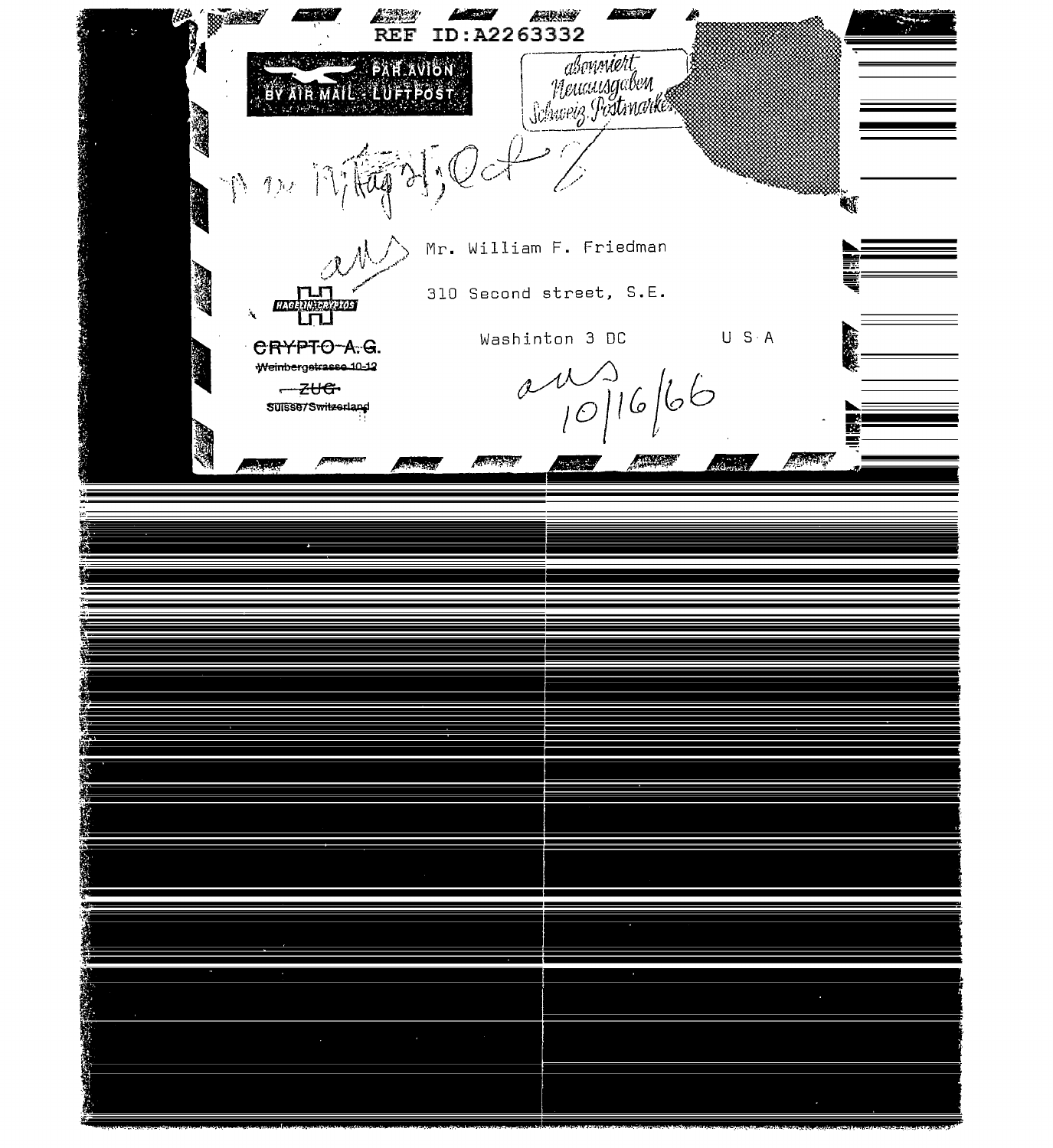REF ID:A2263332

PAR AVION
BY AIR MAIL · LUFTPOST

abonniert
Neuausgaben
Schweiz Postmarke

ans 19 Aug 21; Oct

ans

Mr. William F. Friedman

310 Second street, S.E.

Washinton 3 DC U S A

HAGELIN-CRYPTOS

~~CRYPTO A.G.~~
~~Weinbergstrasse 10-12~~
~~ZUG~~
~~Suisse/Switzerland~~

ans
10/16/66